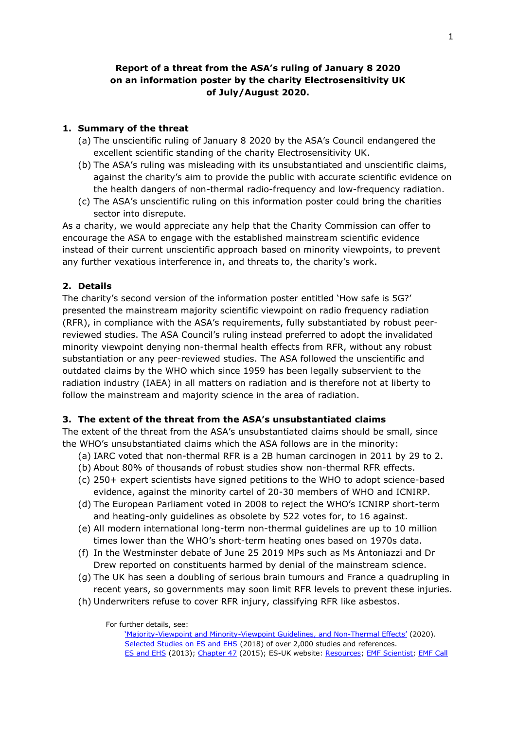**Report of a threat from the ASA's ruling of January 8 2020 on an information poster by the charity Electrosensitivity UK of July/August 2020.**

## 1. Summary of the threat

(a) The unscientific ruling of January 8 2020 by the ASA's Council endangered the excellent scientific standing of the charity Electrosensitivity UK.

(b) The ASA's ruling was misleading with its unsubstantiated and unscientific claims, against the charity's aim to provide the public with accurate scientific evidence on the health dangers of non-thermal radio-frequency and low-frequency radiation.

(c) The ASA's unscientific ruling on this information poster could bring the charities sector into disrepute.

As a charity, we would appreciate any help that the Charity Commission can offer to encourage the ASA to engage with the established mainstream scientific evidence instead of their current unscientific approach based on minority viewpoints, to prevent any further vexatious interference in, and threats to, the charity's work.

## 2. Details

The charity's second version of the information poster entitled 'How safe is 5G?' presented the mainstream majority scientific viewpoint on radio frequency radiation (RFR), in compliance with the ASA's requirements, fully substantiated by robust peer-reviewed studies. The ASA Council's ruling instead preferred to adopt the invalidated minority viewpoint denying non-thermal health effects from RFR, without any robust substantiation or any peer-reviewed studies. The ASA followed the unscientific and outdated claims by the WHO which since 1959 has been legally subservient to the radiation industry (IAEA) in all matters on radiation and is therefore not at liberty to follow the mainstream and majority science in the area of radiation.

## 3. The extent of the threat from the ASA's unsubstantiated claims

The extent of the threat from the ASA's unsubstantiated claims should be small, since the WHO's unsubstantiated claims which the ASA follows are in the minority:

(a) IARC voted that non-thermal RFR is a 2B human carcinogen in 2011 by 29 to 2.

(b) About 80% of thousands of robust studies show non-thermal RFR effects.

(c) 250+ expert scientists have signed petitions to the WHO to adopt science-based evidence, against the minority cartel of 20-30 members of WHO and ICNIRP.

(d) The European Parliament voted in 2008 to reject the WHO's ICNIRP short-term and heating-only guidelines as obsolete by 522 votes for, to 16 against.

(e) All modern international long-term non-thermal guidelines are up to 10 million times lower than the WHO's short-term heating ones based on 1970s data.

(f) In the Westminster debate of June 25 2019 MPs such as Ms Antoniazzi and Dr Drew reported on constituents harmed by denial of the mainstream science.

(g) The UK has seen a doubling of serious brain tumours and France a quadrupling in recent years, so governments may soon limit RFR levels to prevent these injuries.

(h) Underwriters refuse to cover RFR injury, classifying RFR like asbestos.

For further details, see:

'Majority-Viewpoint and Minority-Viewpoint Guidelines, and Non-Thermal Effects' (2020).
Selected Studies on ES and EHS (2018) of over 2,000 studies and references.
ES and EHS (2013); Chapter 47 (2015); ES-UK website: Resources; EMF Scientist; EMF Call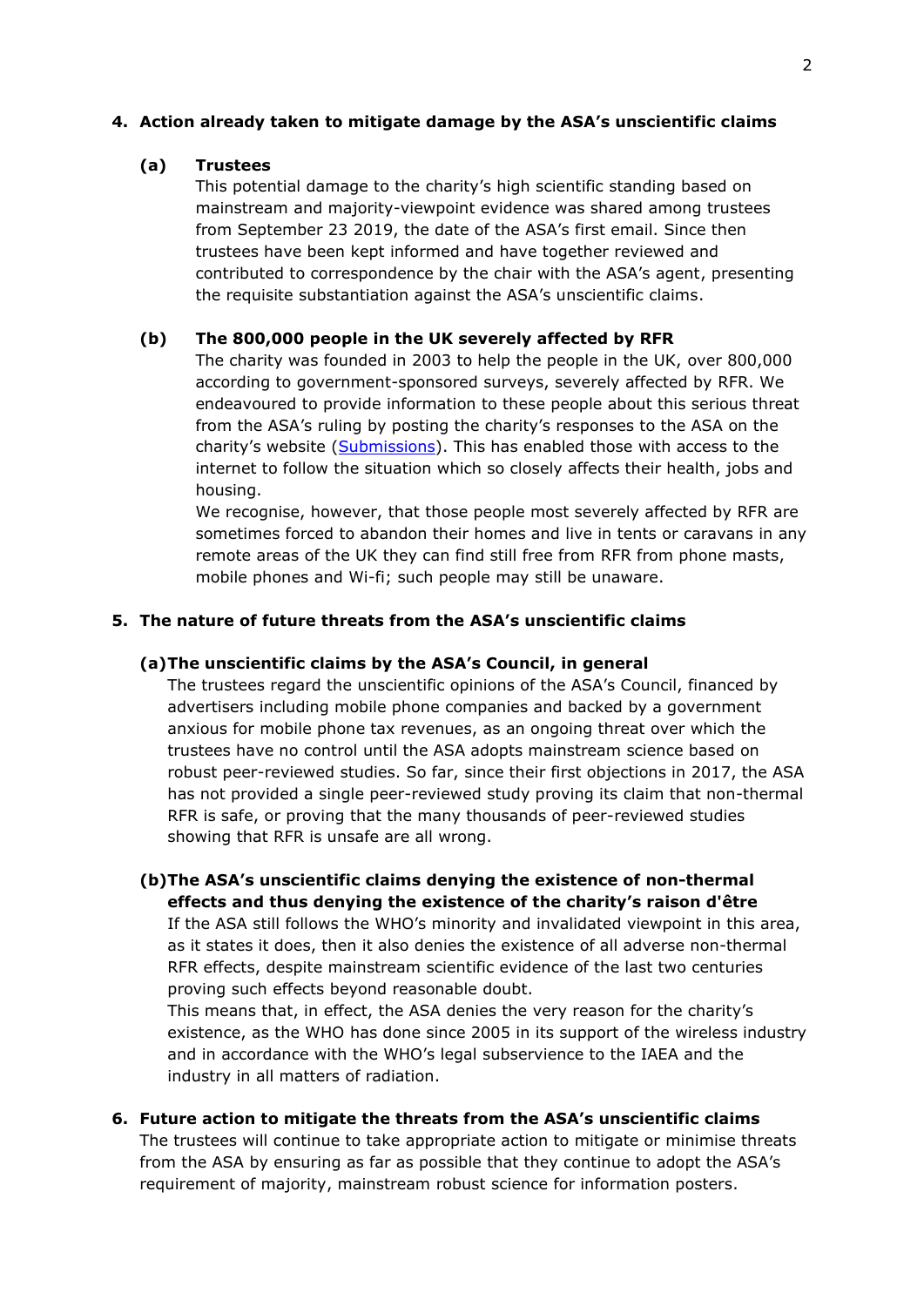## 4. Action already taken to mitigate damage by the ASA's unscientific claims

### (a) Trustees

This potential damage to the charity's high scientific standing based on mainstream and majority-viewpoint evidence was shared among trustees from September 23 2019, the date of the ASA's first email. Since then trustees have been kept informed and have together reviewed and contributed to correspondence by the chair with the ASA's agent, presenting the requisite substantiation against the ASA's unscientific claims.

### (b) The 800,000 people in the UK severely affected by RFR

The charity was founded in 2003 to help the people in the UK, over 800,000 according to government-sponsored surveys, severely affected by RFR. We endeavoured to provide information to these people about this serious threat from the ASA's ruling by posting the charity's responses to the ASA on the charity's website (Submissions). This has enabled those with access to the internet to follow the situation which so closely affects their health, jobs and housing.

We recognise, however, that those people most severely affected by RFR are sometimes forced to abandon their homes and live in tents or caravans in any remote areas of the UK they can find still free from RFR from phone masts, mobile phones and Wi-fi; such people may still be unaware.

## 5. The nature of future threats from the ASA's unscientific claims

### (a) The unscientific claims by the ASA's Council, in general

The trustees regard the unscientific opinions of the ASA's Council, financed by advertisers including mobile phone companies and backed by a government anxious for mobile phone tax revenues, as an ongoing threat over which the trustees have no control until the ASA adopts mainstream science based on robust peer-reviewed studies. So far, since their first objections in 2017, the ASA has not provided a single peer-reviewed study proving its claim that non-thermal RFR is safe, or proving that the many thousands of peer-reviewed studies showing that RFR is unsafe are all wrong.

### (b) The ASA's unscientific claims denying the existence of non-thermal effects and thus denying the existence of the charity's raison d'être

If the ASA still follows the WHO's minority and invalidated viewpoint in this area, as it states it does, then it also denies the existence of all adverse non-thermal RFR effects, despite mainstream scientific evidence of the last two centuries proving such effects beyond reasonable doubt.

This means that, in effect, the ASA denies the very reason for the charity's existence, as the WHO has done since 2005 in its support of the wireless industry and in accordance with the WHO's legal subservience to the IAEA and the industry in all matters of radiation.

## 6. Future action to mitigate the threats from the ASA's unscientific claims

The trustees will continue to take appropriate action to mitigate or minimise threats from the ASA by ensuring as far as possible that they continue to adopt the ASA's requirement of majority, mainstream robust science for information posters.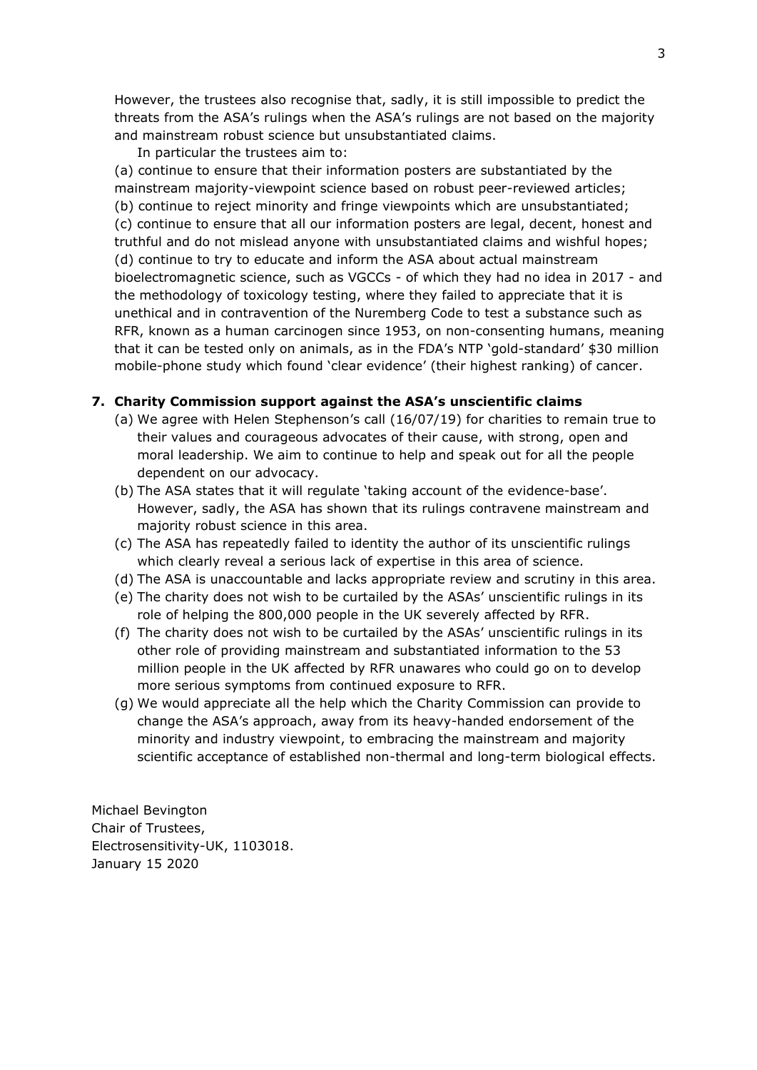However, the trustees also recognise that, sadly, it is still impossible to predict the threats from the ASA's rulings when the ASA's rulings are not based on the majority and mainstream robust science but unsubstantiated claims.

In particular the trustees aim to:

(a) continue to ensure that their information posters are substantiated by the mainstream majority-viewpoint science based on robust peer-reviewed articles;
(b) continue to reject minority and fringe viewpoints which are unsubstantiated;
(c) continue to ensure that all our information posters are legal, decent, honest and truthful and do not mislead anyone with unsubstantiated claims and wishful hopes;
(d) continue to try to educate and inform the ASA about actual mainstream bioelectromagnetic science, such as VGCCs - of which they had no idea in 2017 - and the methodology of toxicology testing, where they failed to appreciate that it is unethical and in contravention of the Nuremberg Code to test a substance such as RFR, known as a human carcinogen since 1953, on non-consenting humans, meaning that it can be tested only on animals, as in the FDA's NTP 'gold-standard' $30 million mobile-phone study which found 'clear evidence' (their highest ranking) of cancer.

**7. Charity Commission support against the ASA's unscientific claims**

(a) We agree with Helen Stephenson's call (16/07/19) for charities to remain true to their values and courageous advocates of their cause, with strong, open and moral leadership. We aim to continue to help and speak out for all the people dependent on our advocacy.
(b) The ASA states that it will regulate 'taking account of the evidence-base'. However, sadly, the ASA has shown that its rulings contravene mainstream and majority robust science in this area.
(c) The ASA has repeatedly failed to identity the author of its unscientific rulings which clearly reveal a serious lack of expertise in this area of science.
(d) The ASA is unaccountable and lacks appropriate review and scrutiny in this area.
(e) The charity does not wish to be curtailed by the ASAs' unscientific rulings in its role of helping the 800,000 people in the UK severely affected by RFR.
(f) The charity does not wish to be curtailed by the ASAs' unscientific rulings in its other role of providing mainstream and substantiated information to the 53 million people in the UK affected by RFR unawares who could go on to develop more serious symptoms from continued exposure to RFR.
(g) We would appreciate all the help which the Charity Commission can provide to change the ASA's approach, away from its heavy-handed endorsement of the minority and industry viewpoint, to embracing the mainstream and majority scientific acceptance of established non-thermal and long-term biological effects.

Michael Bevington
Chair of Trustees,
Electrosensitivity-UK, 1103018.
January 15 2020